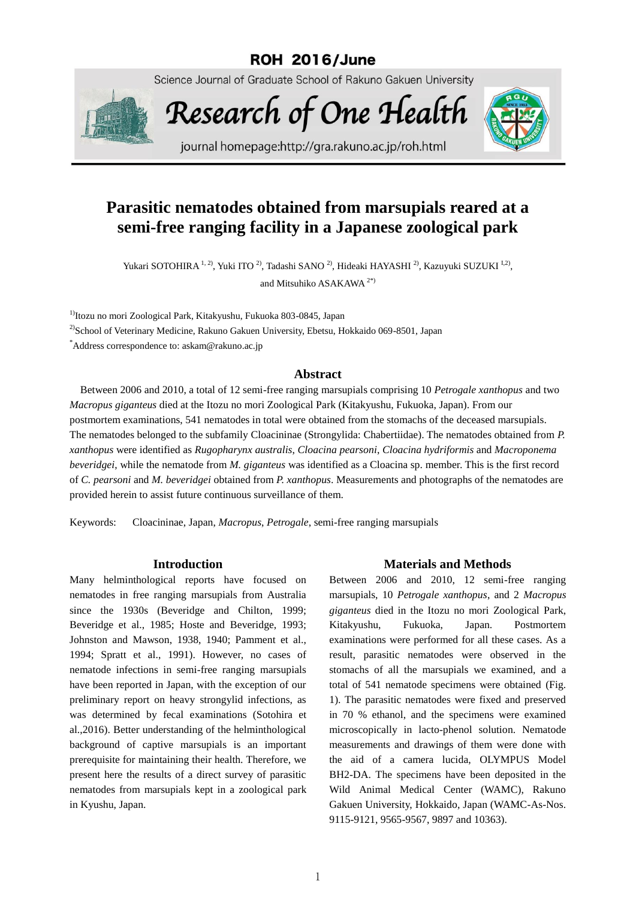# Parasitic nematodes obtained from marsupials reared at a semi-free ranging facility in a Japanese zoological park

Yukari SOTOHIRA [1, 2], Yuki ITO [2], Tadashi SANO [2], Hideaki HAYASHI [2], Kazuyuki SUZUKI [1,2], and Mitsuhiko ASAKAWA [2*]

[1]Itozu no mori Zoological Park, Kitakyushu, Fukuoka 803-0845, Japan

[2]School of Veterinary Medicine, Rakuno Gakuen University, Ebetsu, Hokkaido 069-8501, Japan

[*]Address correspondence to: askam@rakuno.ac.jp

## Abstract

Between 2006 and 2010, a total of 12 semi-free ranging marsupials comprising 10 *Petrogale xanthopus* and two *Macropus giganteus* died at the Itozu no mori Zoological Park (Kitakyushu, Fukuoka, Japan). From our postmortem examinations, 541 nematodes in total were obtained from the stomachs of the deceased marsupials. The nematodes belonged to the subfamily Cloacininae (Strongylida: Chabertiidae). The nematodes obtained from *P. xanthopus* were identified as *Rugopharynx australis*, *Cloacina pearsoni*, *Cloacina hydriformis* and *Macroponema beveridgei*, while the nematode from *M. giganteus* was identified as a Cloacina sp. member. This is the first record of *C. pearsoni* and *M. beveridgei* obtained from *P. xanthopus*. Measurements and photographs of the nematodes are provided herein to assist future continuous surveillance of them.

Keywords: Cloacininae, Japan, *Macropus*, *Petrogale*, semi-free ranging marsupials

## Introduction

Many helminthological reports have focused on nematodes in free ranging marsupials from Australia since the 1930s (Beveridge and Chilton, 1999; Beveridge et al., 1985; Hoste and Beveridge, 1993; Johnston and Mawson, 1938, 1940; Pamment et al., 1994; Spratt et al., 1991). However, no cases of nematode infections in semi-free ranging marsupials have been reported in Japan, with the exception of our preliminary report on heavy strongylid infections, as was determined by fecal examinations (Sotohira et al.,2016). Better understanding of the helminthological background of captive marsupials is an important prerequisite for maintaining their health. Therefore, we present here the results of a direct survey of parasitic nematodes from marsupials kept in a zoological park in Kyushu, Japan.

## Materials and Methods

Between 2006 and 2010, 12 semi-free ranging marsupials, 10 *Petrogale xanthopus*, and 2 *Macropus giganteus* died in the Itozu no mori Zoological Park, Kitakyushu, Fukuoka, Japan. Postmortem examinations were performed for all these cases. As a result, parasitic nematodes were observed in the stomachs of all the marsupials we examined, and a total of 541 nematode specimens were obtained (Fig. 1). The parasitic nematodes were fixed and preserved in 70 % ethanol, and the specimens were examined microscopically in lacto-phenol solution. Nematode measurements and drawings of them were done with the aid of a camera lucida, OLYMPUS Model BH2-DA. The specimens have been deposited in the Wild Animal Medical Center (WAMC), Rakuno Gakuen University, Hokkaido, Japan (WAMC-As-Nos. 9115-9121, 9565-9567, 9897 and 10363).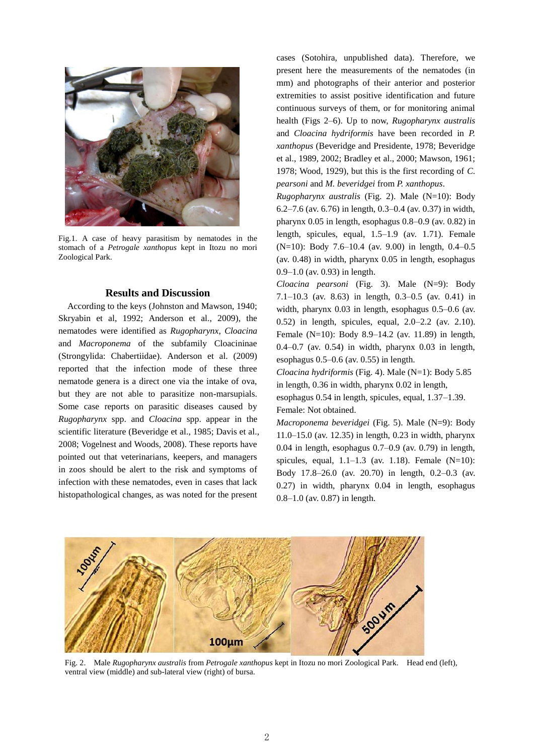Fig.1. A case of heavy parasitism by nematodes in the stomach of a *Petrogale xanthopus* kept in Itozu no mori Zoological Park.

## Results and Discussion

According to the keys (Johnston and Mawson, 1940; Skryabin et al, 1992; Anderson et al., 2009), the nematodes were identified as *Rugopharynx*, *Cloacina* and *Macroponema* of the subfamily Cloacininae (Strongylida: Chabertiidae). Anderson et al. (2009) reported that the infection mode of these three nematode genera is a direct one via the intake of ova, but they are not able to parasitize non-marsupials. Some case reports on parasitic diseases caused by *Rugopharynx* spp. and *Cloacina* spp. appear in the scientific literature (Beveridge et al., 1985; Davis et al., 2008; Vogelnest and Woods, 2008). These reports have pointed out that veterinarians, keepers, and managers in zoos should be alert to the risk and symptoms of infection with these nematodes, even in cases that lack histopathological changes, as was noted for the present cases (Sotohira, unpublished data). Therefore, we present here the measurements of the nematodes (in mm) and photographs of their anterior and posterior extremities to assist positive identification and future continuous surveys of them, or for monitoring animal health (Figs 2–6). Up to now, *Rugopharynx australis* and *Cloacina hydriformis* have been recorded in *P. xanthopus* (Beveridge and Presidente, 1978; Beveridge et al., 1989, 2002; Bradley et al., 2000; Mawson, 1961; 1978; Wood, 1929), but this is the first recording of *C. pearsoni* and *M. beveridgei* from *P. xanthopus*.

*Rugopharynx australis* (Fig. 2). Male (N=10): Body 6.2–7.6 (av. 6.76) in length, 0.3–0.4 (av. 0.37) in width, pharynx 0.05 in length, esophagus 0.8–0.9 (av. 0.82) in length, spicules, equal, 1.5–1.9 (av. 1.71). Female (N=10): Body 7.6–10.4 (av. 9.00) in length, 0.4–0.5 (av. 0.48) in width, pharynx 0.05 in length, esophagus 0.9–1.0 (av. 0.93) in length.

*Cloacina pearsoni* (Fig. 3). Male (N=9): Body 7.1–10.3 (av. 8.63) in length, 0.3–0.5 (av. 0.41) in width, pharynx 0.03 in length, esophagus 0.5–0.6 (av. 0.52) in length, spicules, equal, 2.0–2.2 (av. 2.10). Female (N=10): Body 8.9–14.2 (av. 11.89) in length, 0.4–0.7 (av. 0.54) in width, pharynx 0.03 in length, esophagus 0.5–0.6 (av. 0.55) in length.

*Cloacina hydriformis* (Fig. 4). Male (N=1): Body 5.85 in length, 0.36 in width, pharynx 0.02 in length, esophagus 0.54 in length, spicules, equal, 1.37–1.39. Female: Not obtained.

*Macroponema beveridgei* (Fig. 5). Male (N=9): Body 11.0–15.0 (av. 12.35) in length, 0.23 in width, pharynx 0.04 in length, esophagus 0.7–0.9 (av. 0.79) in length, spicules, equal, 1.1–1.3 (av. 1.18). Female (N=10): Body 17.8–26.0 (av. 20.70) in length, 0.2–0.3 (av. 0.27) in width, pharynx 0.04 in length, esophagus 0.8–1.0 (av. 0.87) in length.

100μm

100μm

500 μm

Fig. 2. Male *Rugopharynx australis* from *Petrogale xanthopus* kept in Itozu no mori Zoological Park. Head end (left), ventral view (middle) and sub-lateral view (right) of bursa.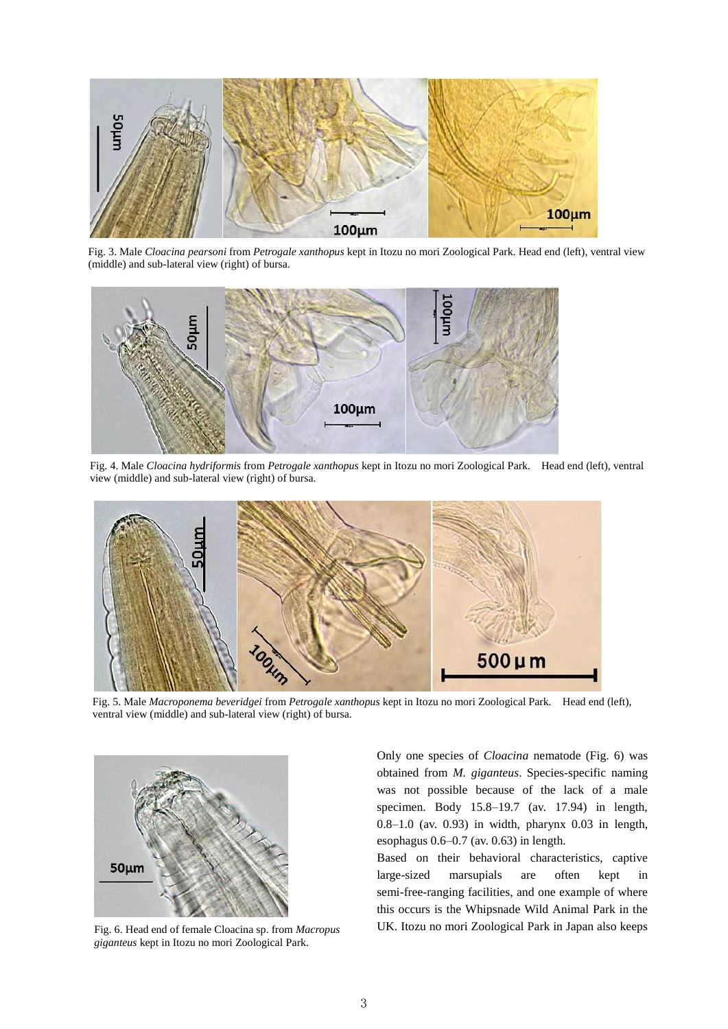Fig. 3. Male *Cloacina pearsoni* from *Petrogale xanthopus* kept in Itozu no mori Zoological Park. Head end (left), ventral view (middle) and sub-lateral view (right) of bursa.

Fig. 4. Male *Cloacina hydriformis* from *Petrogale xanthopus* kept in Itozu no mori Zoological Park. Head end (left), ventral view (middle) and sub-lateral view (right) of bursa.

Fig. 5. Male *Macroponema beveridgei* from *Petrogale xanthopus* kept in Itozu no mori Zoological Park. Head end (left), ventral view (middle) and sub-lateral view (right) of bursa.

Fig. 6. Head end of female Cloacina sp. from *Macropus giganteus* kept in Itozu no mori Zoological Park.

Only one species of *Cloacina* nematode (Fig. 6) was obtained from *M. giganteus*. Species-specific naming was not possible because of the lack of a male specimen. Body 15.8–19.7 (av. 17.94) in length, 0.8–1.0 (av. 0.93) in width, pharynx 0.03 in length, esophagus 0.6–0.7 (av. 0.63) in length.

Based on their behavioral characteristics, captive large-sized marsupials are often kept in semi-free-ranging facilities, and one example of where this occurs is the Whipsnade Wild Animal Park in the UK. Itozu no mori Zoological Park in Japan also keeps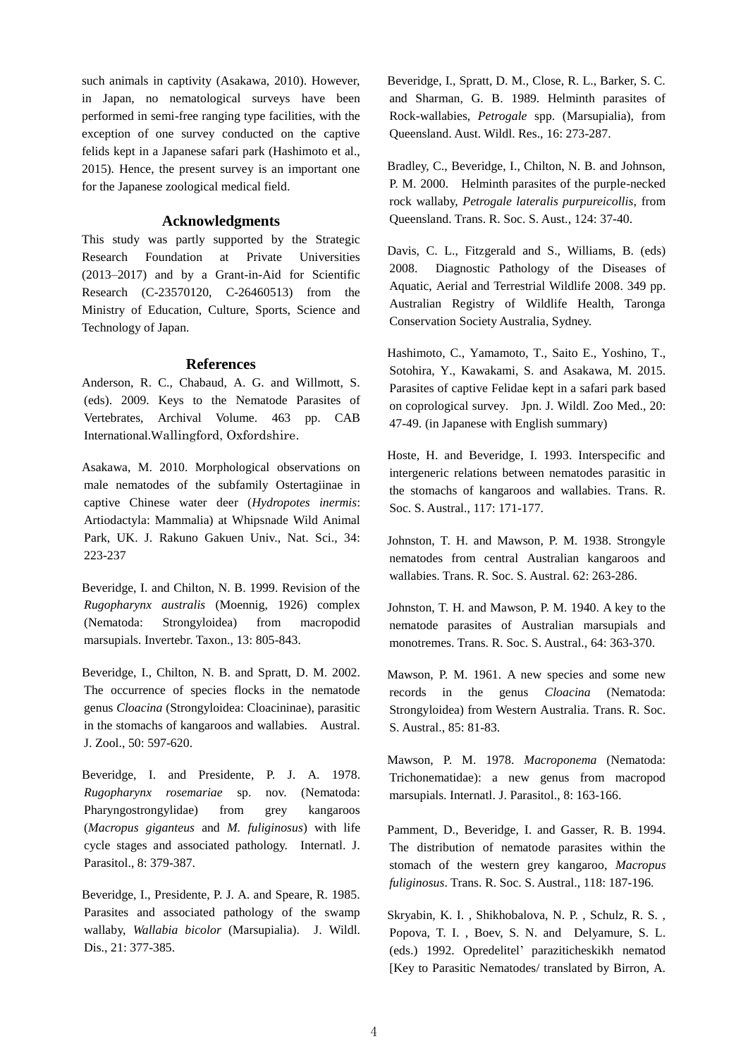such animals in captivity (Asakawa, 2010). However, in Japan, no nematological surveys have been performed in semi-free ranging type facilities, with the exception of one survey conducted on the captive felids kept in a Japanese safari park (Hashimoto et al., 2015). Hence, the present survey is an important one for the Japanese zoological medical field.

## Acknowledgments

This study was partly supported by the Strategic Research Foundation at Private Universities (2013–2017) and by a Grant-in-Aid for Scientific Research (C-23570120, C-26460513) from the Ministry of Education, Culture, Sports, Science and Technology of Japan.

## References

Anderson, R. C., Chabaud, A. G. and Willmott, S. (eds). 2009. Keys to the Nematode Parasites of Vertebrates, Archival Volume. 463 pp. CAB International.Wallingford, Oxfordshire.

Asakawa, M. 2010. Morphological observations on male nematodes of the subfamily Ostertagiinae in captive Chinese water deer (*Hydropotes inermis*: Artiodactyla: Mammalia) at Whipsnade Wild Animal Park, UK. J. Rakuno Gakuen Univ., Nat. Sci., 34: 223-237

Beveridge, I. and Chilton, N. B. 1999. Revision of the *Rugopharynx australis* (Moennig, 1926) complex (Nematoda: Strongyloidea) from macropodid marsupials. Invertebr. Taxon., 13: 805-843.

Beveridge, I., Chilton, N. B. and Spratt, D. M. 2002. The occurrence of species flocks in the nematode genus *Cloacina* (Strongyloidea: Cloacininae), parasitic in the stomachs of kangaroos and wallabies. Austral. J. Zool., 50: 597-620.

Beveridge, I. and Presidente, P. J. A. 1978. *Rugopharynx rosemariae* sp. nov. (Nematoda: Pharyngostrongylidae) from grey kangaroos (*Macropus giganteus* and *M. fuliginosus*) with life cycle stages and associated pathology. Internatl. J. Parasitol., 8: 379-387.

Beveridge, I., Presidente, P. J. A. and Speare, R. 1985. Parasites and associated pathology of the swamp wallaby, *Wallabia bicolor* (Marsupialia). J. Wildl. Dis., 21: 377-385.

Beveridge, I., Spratt, D. M., Close, R. L., Barker, S. C. and Sharman, G. B. 1989. Helminth parasites of Rock-wallabies, *Petrogale* spp. (Marsupialia), from Queensland. Aust. Wildl. Res., 16: 273-287.

Bradley, C., Beveridge, I., Chilton, N. B. and Johnson, P. M. 2000. Helminth parasites of the purple-necked rock wallaby, *Petrogale lateralis purpureicollis*, from Queensland. Trans. R. Soc. S. Aust., 124: 37-40.

Davis, C. L., Fitzgerald and S., Williams, B. (eds) 2008. Diagnostic Pathology of the Diseases of Aquatic, Aerial and Terrestrial Wildlife 2008. 349 pp. Australian Registry of Wildlife Health, Taronga Conservation Society Australia, Sydney.

Hashimoto, C., Yamamoto, T., Saito E., Yoshino, T., Sotohira, Y., Kawakami, S. and Asakawa, M. 2015. Parasites of captive Felidae kept in a safari park based on coprological survey. Jpn. J. Wildl. Zoo Med., 20: 47-49. (in Japanese with English summary)

Hoste, H. and Beveridge, I. 1993. Interspecific and intergeneric relations between nematodes parasitic in the stomachs of kangaroos and wallabies. Trans. R. Soc. S. Austral., 117: 171-177.

Johnston, T. H. and Mawson, P. M. 1938. Strongyle nematodes from central Australian kangaroos and wallabies. Trans. R. Soc. S. Austral. 62: 263-286.

Johnston, T. H. and Mawson, P. M. 1940. A key to the nematode parasites of Australian marsupials and monotremes. Trans. R. Soc. S. Austral., 64: 363-370.

Mawson, P. M. 1961. A new species and some new records in the genus *Cloacina* (Nematoda: Strongyloidea) from Western Australia. Trans. R. Soc. S. Austral., 85: 81-83.

Mawson, P. M. 1978. *Macroponema* (Nematoda: Trichonematidae): a new genus from macropod marsupials. Internatl. J. Parasitol., 8: 163-166.

Pamment, D., Beveridge, I. and Gasser, R. B. 1994. The distribution of nematode parasites within the stomach of the western grey kangaroo, *Macropus fuliginosus*. Trans. R. Soc. S. Austral., 118: 187-196.

Skryabin, K. I. , Shikhobalova, N. P. , Schulz, R. S. , Popova, T. I. , Boev, S. N. and Delyamure, S. L. (eds.) 1992. Opredelitel' paraziticheskikh nematod [Key to Parasitic Nematodes/ translated by Birron, A.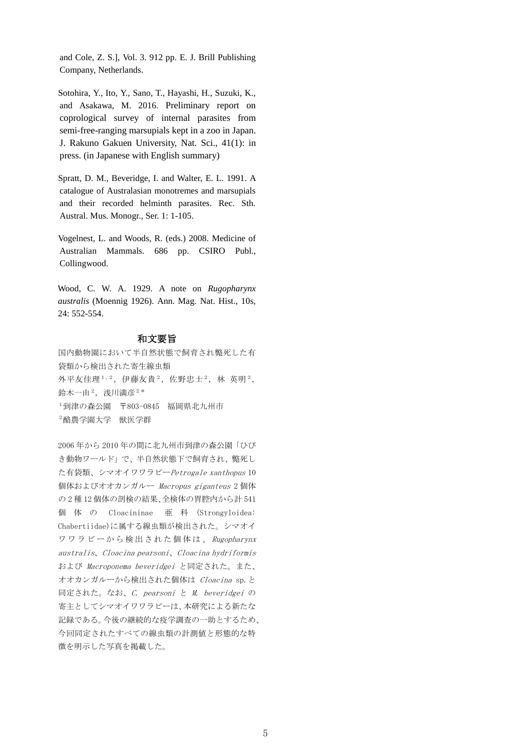and Cole, Z. S.], Vol. 3. 912 pp. E. J. Brill Publishing Company, Netherlands.

Sotohira, Y., Ito, Y., Sano, T., Hayashi, H., Suzuki, K., and Asakawa, M. 2016. Preliminary report on coprological survey of internal parasites from semi-free-ranging marsupials kept in a zoo in Japan. J. Rakuno Gakuen University, Nat. Sci., 41(1): in press. (in Japanese with English summary)

Spratt, D. M., Beveridge, I. and Walter, E. L. 1991. A catalogue of Australasian monotremes and marsupials and their recorded helminth parasites. Rec. Sth. Austral. Mus. Monogr., Ser. 1: 1-105.

Vogelnest, L. and Woods, R. (eds.) 2008. Medicine of Australian Mammals. 686 pp. CSIRO Publ., Collingwood.

Wood, C. W. A. 1929. A note on *Rugopharynx australis* (Moennig 1926). Ann. Mag. Nat. Hist., 10s, 24: 552-554.

## 和文要旨

国内動物園において半自然状態で飼育され斃死した有袋類から検出された寄生線虫類

外平友佳理[1,2]，伊藤友貴[2]，佐野忠士[2]，林 英明[2]，鈴木一由[2]，浅川満彦[2]*

[1]到津の森公園　〒803-0845　福岡県北九州市

[2]酪農学園大学　獣医学群

2006 年から 2010 年の間に北九州市到津の森公園「ひびき動物ワールド」で、半自然状態下で飼育され、斃死した有袋類、シマオイワワラビー*Petrogale xanthopus* 10 個体およびオオカンガルー *Macropus giganteus* 2 個体の 2 種 12 個体の剖検の結果、全検体の胃腔内から計 541 個体の Cloacininae 亜科 (Strongyloidea: Chabertiidae)に属する線虫類が検出された。シマオイワワラビーから検出された個体は、*Rugopharynx australis*、*Cloacina pearsoni*、*Cloacina hydriformis* および *Macroponema beveridgei* と同定された。また、オオカンガルーから検出された個体は *Cloacina* sp. と同定された。なお、*C. pearsoni* と *M. beveridgei* の寄主としてシマオイワワラビーは、本研究による新たな記録である。今後の継続的な疫学調査の一助とするため、今回同定されたすべての線虫類の計測値と形態的な特徴を明示した写真を掲載した。